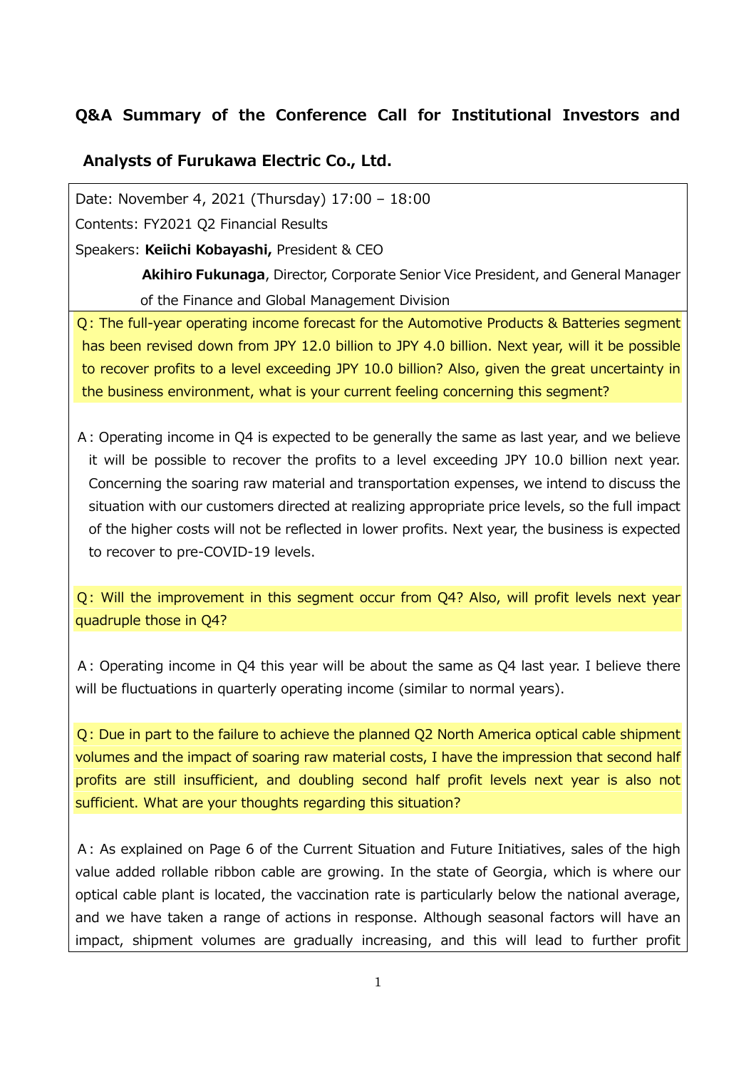# Q&A Summary of the Conference Call for Institutional Investors and Analysts of Furukawa Electric Co., Ltd.

Date: November 4, 2021 (Thursday) 17:00 – 18:00

Contents: FY2021 Q2 Financial Results

Speakers: **Keiichi Kobayashi,** President & CEO

**Akihiro Fukunaga**, Director, Corporate Senior Vice President, and General Manager of the Finance and Global Management Division

Q：The full-year operating income forecast for the Automotive Products & Batteries segment has been revised down from JPY 12.0 billion to JPY 4.0 billion. Next year, will it be possible to recover profits to a level exceeding JPY 10.0 billion? Also, given the great uncertainty in the business environment, what is your current feeling concerning this segment?

A：Operating income in Q4 is expected to be generally the same as last year, and we believe it will be possible to recover the profits to a level exceeding JPY 10.0 billion next year. Concerning the soaring raw material and transportation expenses, we intend to discuss the situation with our customers directed at realizing appropriate price levels, so the full impact of the higher costs will not be reflected in lower profits. Next year, the business is expected to recover to pre-COVID-19 levels.

Q：Will the improvement in this segment occur from Q4? Also, will profit levels next year quadruple those in Q4?

A：Operating income in Q4 this year will be about the same as Q4 last year. I believe there will be fluctuations in quarterly operating income (similar to normal years).

Q：Due in part to the failure to achieve the planned Q2 North America optical cable shipment volumes and the impact of soaring raw material costs, I have the impression that second half profits are still insufficient, and doubling second half profit levels next year is also not sufficient. What are your thoughts regarding this situation?

A：As explained on Page 6 of the Current Situation and Future Initiatives, sales of the high value added rollable ribbon cable are growing. In the state of Georgia, which is where our optical cable plant is located, the vaccination rate is particularly below the national average, and we have taken a range of actions in response. Although seasonal factors will have an impact, shipment volumes are gradually increasing, and this will lead to further profit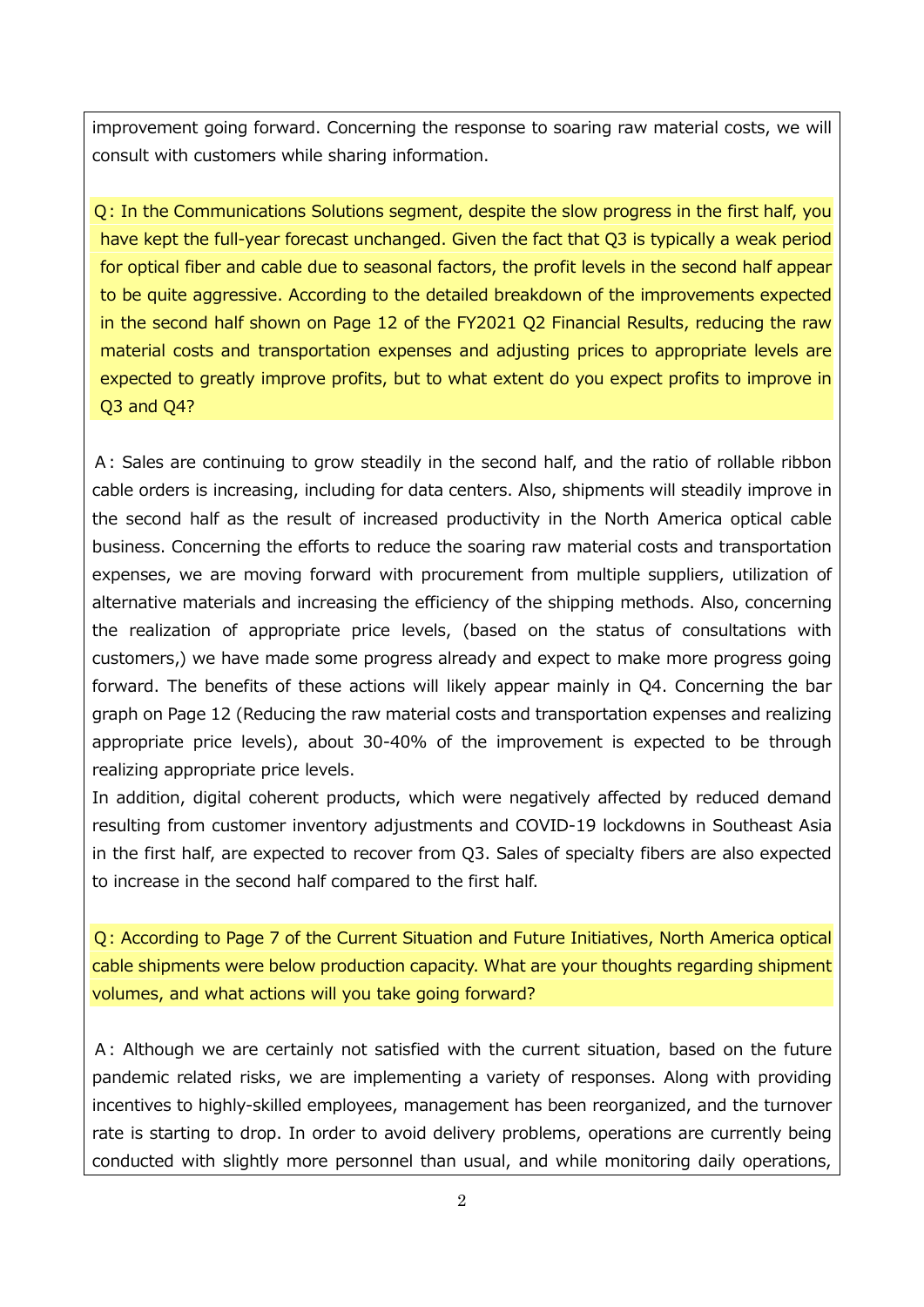improvement going forward. Concerning the response to soaring raw material costs, we will consult with customers while sharing information.

**Q: In the Communications Solutions segment, despite the slow progress in the first half, you have kept the full-year forecast unchanged. Given the fact that Q3 is typically a weak period for optical fiber and cable due to seasonal factors, the profit levels in the second half appear to be quite aggressive. According to the detailed breakdown of the improvements expected in the second half shown on Page 12 of the FY2021 Q2 Financial Results, reducing the raw material costs and transportation expenses and adjusting prices to appropriate levels are expected to greatly improve profits, but to what extent do you expect profits to improve in Q3 and Q4?**

A: Sales are continuing to grow steadily in the second half, and the ratio of rollable ribbon cable orders is increasing, including for data centers. Also, shipments will steadily improve in the second half as the result of increased productivity in the North America optical cable business. Concerning the efforts to reduce the soaring raw material costs and transportation expenses, we are moving forward with procurement from multiple suppliers, utilization of alternative materials and increasing the efficiency of the shipping methods. Also, concerning the realization of appropriate price levels, (based on the status of consultations with customers,) we have made some progress already and expect to make more progress going forward. The benefits of these actions will likely appear mainly in Q4. Concerning the bar graph on Page 12 (Reducing the raw material costs and transportation expenses and realizing appropriate price levels), about 30-40% of the improvement is expected to be through realizing appropriate price levels.

In addition, digital coherent products, which were negatively affected by reduced demand resulting from customer inventory adjustments and COVID-19 lockdowns in Southeast Asia in the first half, are expected to recover from Q3. Sales of specialty fibers are also expected to increase in the second half compared to the first half.

**Q: According to Page 7 of the Current Situation and Future Initiatives, North America optical cable shipments were below production capacity. What are your thoughts regarding shipment volumes, and what actions will you take going forward?**

A: Although we are certainly not satisfied with the current situation, based on the future pandemic related risks, we are implementing a variety of responses. Along with providing incentives to highly-skilled employees, management has been reorganized, and the turnover rate is starting to drop. In order to avoid delivery problems, operations are currently being conducted with slightly more personnel than usual, and while monitoring daily operations,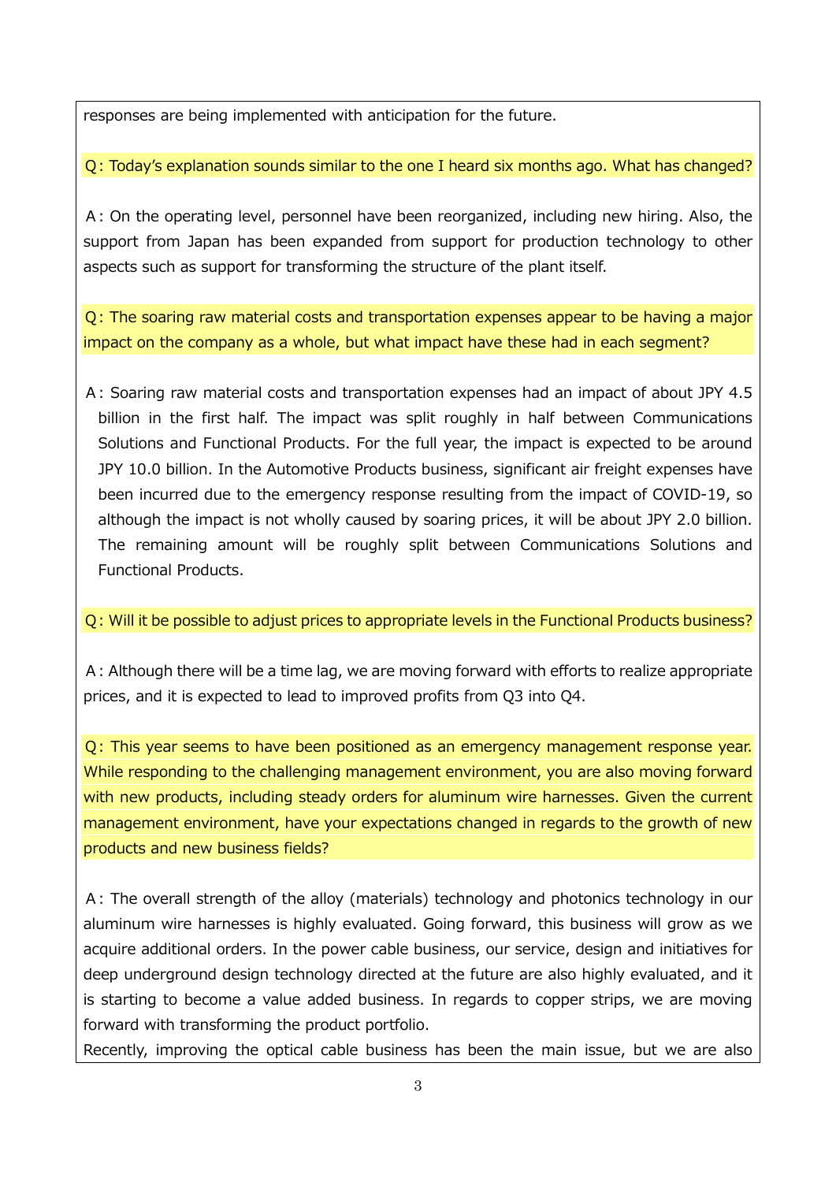responses are being implemented with anticipation for the future.

**Q: Today's explanation sounds similar to the one I heard six months ago. What has changed?**

A: On the operating level, personnel have been reorganized, including new hiring. Also, the support from Japan has been expanded from support for production technology to other aspects such as support for transforming the structure of the plant itself.

**Q: The soaring raw material costs and transportation expenses appear to be having a major impact on the company as a whole, but what impact have these had in each segment?**

A: Soaring raw material costs and transportation expenses had an impact of about JPY 4.5 billion in the first half. The impact was split roughly in half between Communications Solutions and Functional Products. For the full year, the impact is expected to be around JPY 10.0 billion. In the Automotive Products business, significant air freight expenses have been incurred due to the emergency response resulting from the impact of COVID-19, so although the impact is not wholly caused by soaring prices, it will be about JPY 2.0 billion. The remaining amount will be roughly split between Communications Solutions and Functional Products.

**Q: Will it be possible to adjust prices to appropriate levels in the Functional Products business?**

A: Although there will be a time lag, we are moving forward with efforts to realize appropriate prices, and it is expected to lead to improved profits from Q3 into Q4.

**Q: This year seems to have been positioned as an emergency management response year. While responding to the challenging management environment, you are also moving forward with new products, including steady orders for aluminum wire harnesses. Given the current management environment, have your expectations changed in regards to the growth of new products and new business fields?**

A: The overall strength of the alloy (materials) technology and photonics technology in our aluminum wire harnesses is highly evaluated. Going forward, this business will grow as we acquire additional orders. In the power cable business, our service, design and initiatives for deep underground design technology directed at the future are also highly evaluated, and it is starting to become a value added business. In regards to copper strips, we are moving forward with transforming the product portfolio.
Recently, improving the optical cable business has been the main issue, but we are also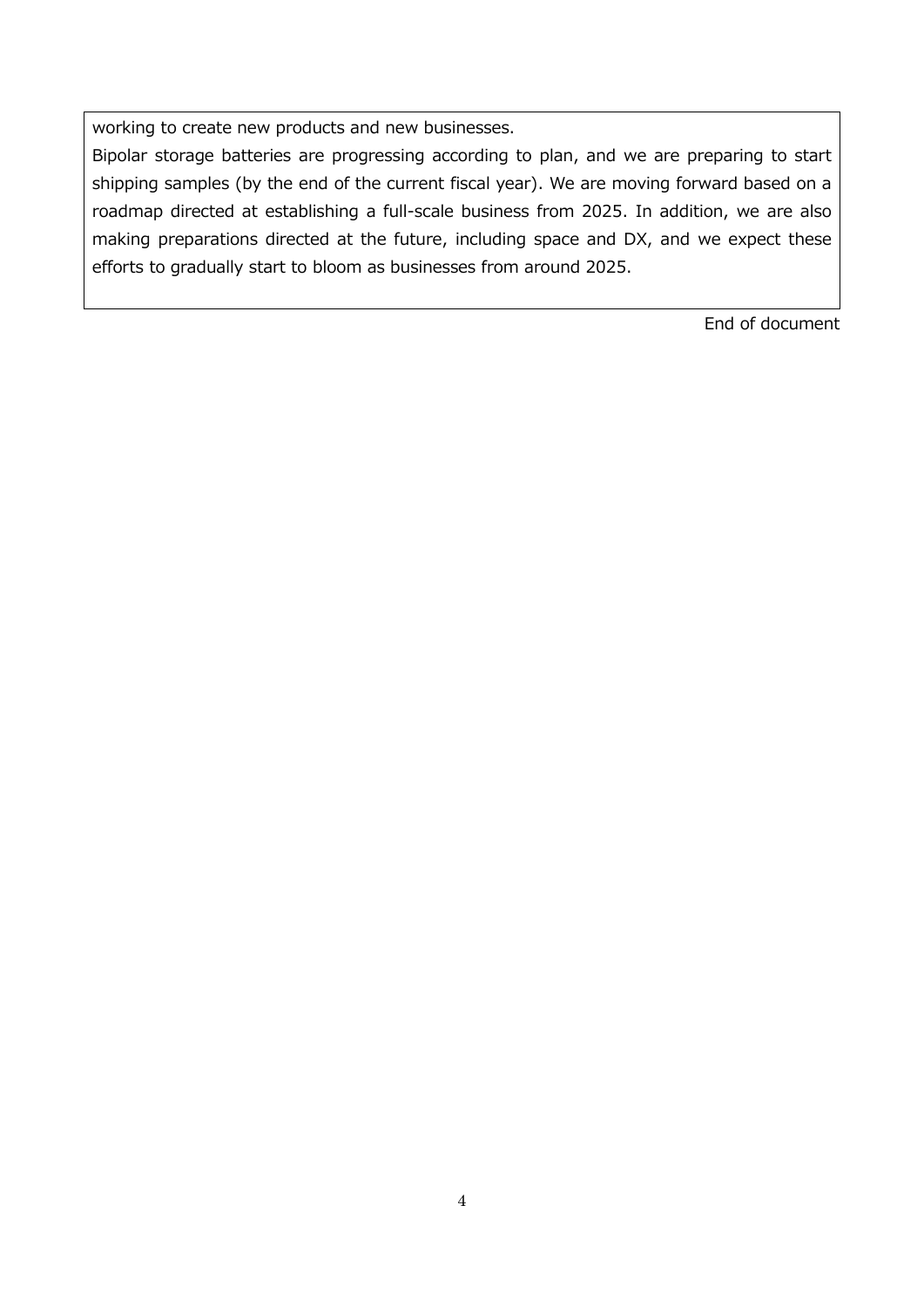working to create new products and new businesses.

Bipolar storage batteries are progressing according to plan, and we are preparing to start shipping samples (by the end of the current fiscal year). We are moving forward based on a roadmap directed at establishing a full-scale business from 2025. In addition, we are also making preparations directed at the future, including space and DX, and we expect these efforts to gradually start to bloom as businesses from around 2025.

End of document